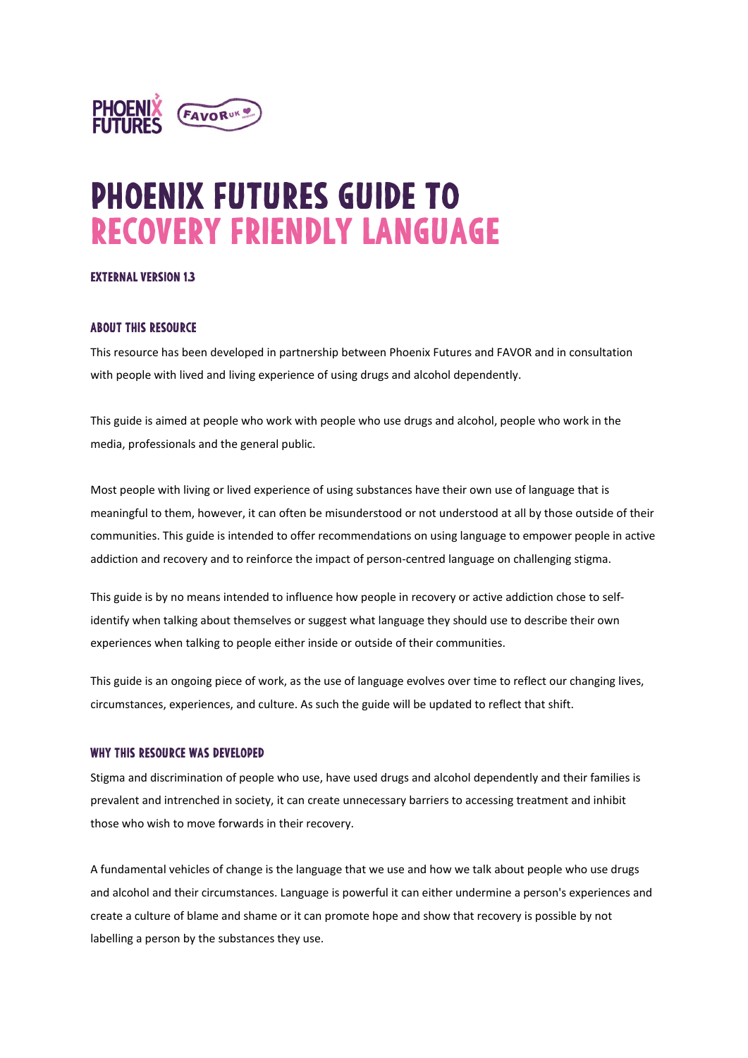# PHOENIX FUTURES GUIDE TO RECOVERY FRIENDLY LANGUAGE

**EXTERNAL VERSION 1.3**

## ABOUT THIS RESOURCE

This resource has been developed in partnership between Phoenix Futures and FAVOR and in consultation with people with lived and living experience of using drugs and alcohol dependently.

This guide is aimed at people who work with people who use drugs and alcohol, people who work in the media, professionals and the general public.

Most people with living or lived experience of using substances have their own use of language that is meaningful to them, however, it can often be misunderstood or not understood at all by those outside of their communities. This guide is intended to offer recommendations on using language to empower people in active addiction and recovery and to reinforce the impact of person-centred language on challenging stigma.

This guide is by no means intended to influence how people in recovery or active addiction chose to self-identify when talking about themselves or suggest what language they should use to describe their own experiences when talking to people either inside or outside of their communities.

This guide is an ongoing piece of work, as the use of language evolves over time to reflect our changing lives, circumstances, experiences, and culture. As such the guide will be updated to reflect that shift.

## WHY THIS RESOURCE WAS DEVELOPED

Stigma and discrimination of people who use, have used drugs and alcohol dependently and their families is prevalent and intrenched in society, it can create unnecessary barriers to accessing treatment and inhibit those who wish to move forwards in their recovery.

A fundamental vehicles of change is the language that we use and how we talk about people who use drugs and alcohol and their circumstances. Language is powerful it can either undermine a person's experiences and create a culture of blame and shame or it can promote hope and show that recovery is possible by not labelling a person by the substances they use.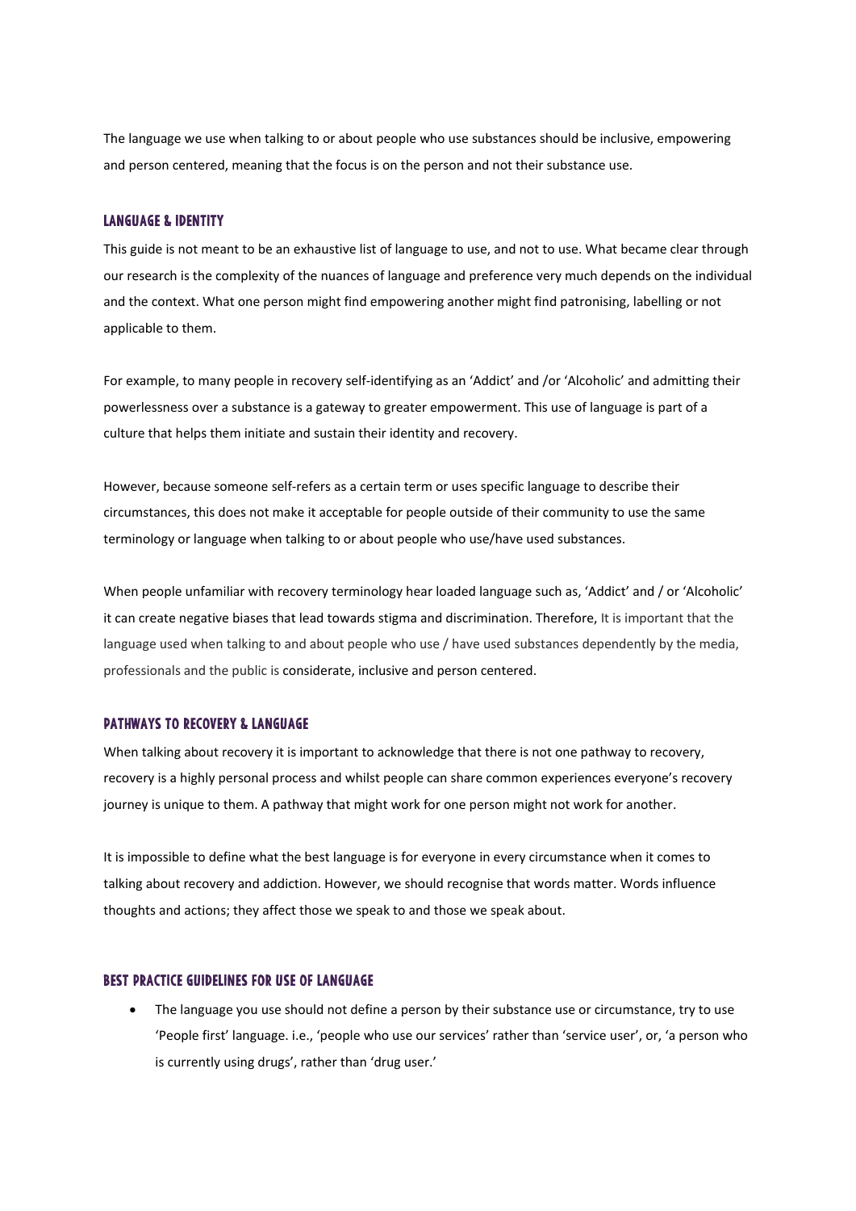The language we use when talking to or about people who use substances should be inclusive, empowering and person centered, meaning that the focus is on the person and not their substance use.

## LANGUAGE & IDENTITY

This guide is not meant to be an exhaustive list of language to use, and not to use. What became clear through our research is the complexity of the nuances of language and preference very much depends on the individual and the context. What one person might find empowering another might find patronising, labelling or not applicable to them.

For example, to many people in recovery self-identifying as an 'Addict' and /or 'Alcoholic' and admitting their powerlessness over a substance is a gateway to greater empowerment. This use of language is part of a culture that helps them initiate and sustain their identity and recovery.

However, because someone self-refers as a certain term or uses specific language to describe their circumstances, this does not make it acceptable for people outside of their community to use the same terminology or language when talking to or about people who use/have used substances.

When people unfamiliar with recovery terminology hear loaded language such as, 'Addict' and / or 'Alcoholic' it can create negative biases that lead towards stigma and discrimination. Therefore, It is important that the language used when talking to and about people who use / have used substances dependently by the media, professionals and the public is considerate, inclusive and person centered.

## PATHWAYS TO RECOVERY & LANGUAGE

When talking about recovery it is important to acknowledge that there is not one pathway to recovery, recovery is a highly personal process and whilst people can share common experiences everyone's recovery journey is unique to them. A pathway that might work for one person might not work for another.

It is impossible to define what the best language is for everyone in every circumstance when it comes to talking about recovery and addiction. However, we should recognise that words matter. Words influence thoughts and actions; they affect those we speak to and those we speak about.

## BEST PRACTICE GUIDELINES FOR USE OF LANGUAGE

- The language you use should not define a person by their substance use or circumstance, try to use 'People first' language. i.e., 'people who use our services' rather than 'service user', or, 'a person who is currently using drugs', rather than 'drug user.'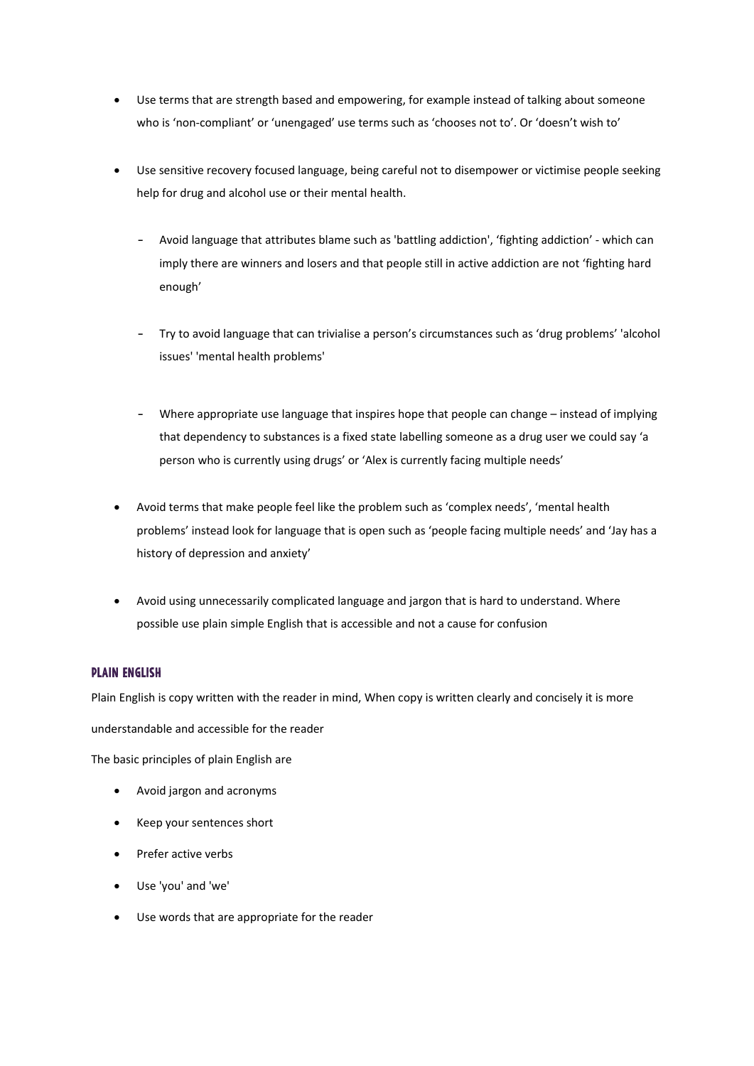- Use terms that are strength based and empowering, for example instead of talking about someone who is 'non-compliant' or 'unengaged' use terms such as 'chooses not to'. Or 'doesn't wish to'

- Use sensitive recovery focused language, being careful not to disempower or victimise people seeking help for drug and alcohol use or their mental health.

  - Avoid language that attributes blame such as 'battling addiction', 'fighting addiction' - which can imply there are winners and losers and that people still in active addiction are not 'fighting hard enough'

  - Try to avoid language that can trivialise a person's circumstances such as 'drug problems' 'alcohol issues' 'mental health problems'

  - Where appropriate use language that inspires hope that people can change – instead of implying that dependency to substances is a fixed state labelling someone as a drug user we could say 'a person who is currently using drugs' or 'Alex is currently facing multiple needs'

- Avoid terms that make people feel like the problem such as 'complex needs', 'mental health problems' instead look for language that is open such as 'people facing multiple needs' and 'Jay has a history of depression and anxiety'

- Avoid using unnecessarily complicated language and jargon that is hard to understand. Where possible use plain simple English that is accessible and not a cause for confusion

## Plain English

Plain English is copy written with the reader in mind, When copy is written clearly and concisely it is more understandable and accessible for the reader

The basic principles of plain English are

- Avoid jargon and acronyms
- Keep your sentences short
- Prefer active verbs
- Use 'you' and 'we'
- Use words that are appropriate for the reader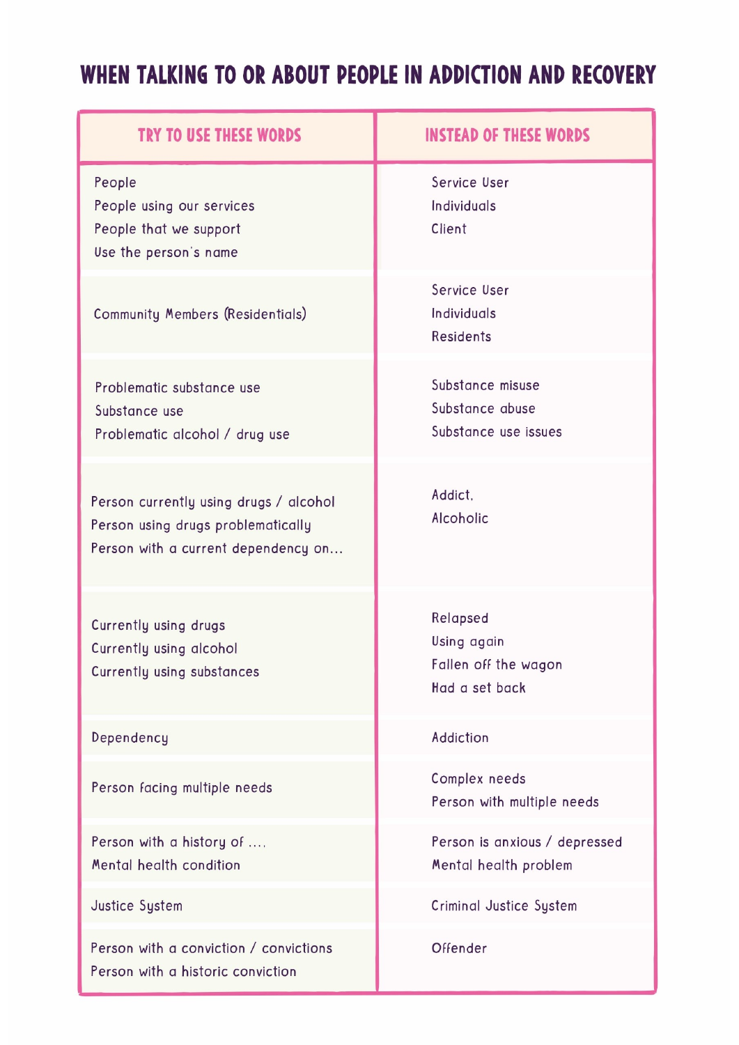# WHEN TALKING TO OR ABOUT PEOPLE IN ADDICTION AND RECOVERY

| TRY TO USE THESE WORDS | INSTEAD OF THESE WORDS |
|---|---|
| People<br>People using our services<br>People that we support<br>Use the person's name | Service User<br>Individuals<br>Client |
| Community Members (Residentials) | Service User<br>Individuals<br>Residents |
| Problematic substance use<br>Substance use<br>Problematic alcohol / drug use | Substance misuse<br>Substance abuse<br>Substance use issues |
| Person currently using drugs / alcohol<br>Person using drugs problematically<br>Person with a current dependency on... | Addict,<br>Alcoholic |
| Currently using drugs<br>Currently using alcohol<br>Currently using substances | Relapsed<br>Using again<br>Fallen off the wagon<br>Had a set back |
| Dependency | Addiction |
| Person facing multiple needs | Complex needs<br>Person with multiple needs |
| Person with a history of ....<br>Mental health condition | Person is anxious / depressed<br>Mental health problem |
| Justice System | Criminal Justice System |
| Person with a conviction / convictions<br>Person with a historic conviction | Offender |